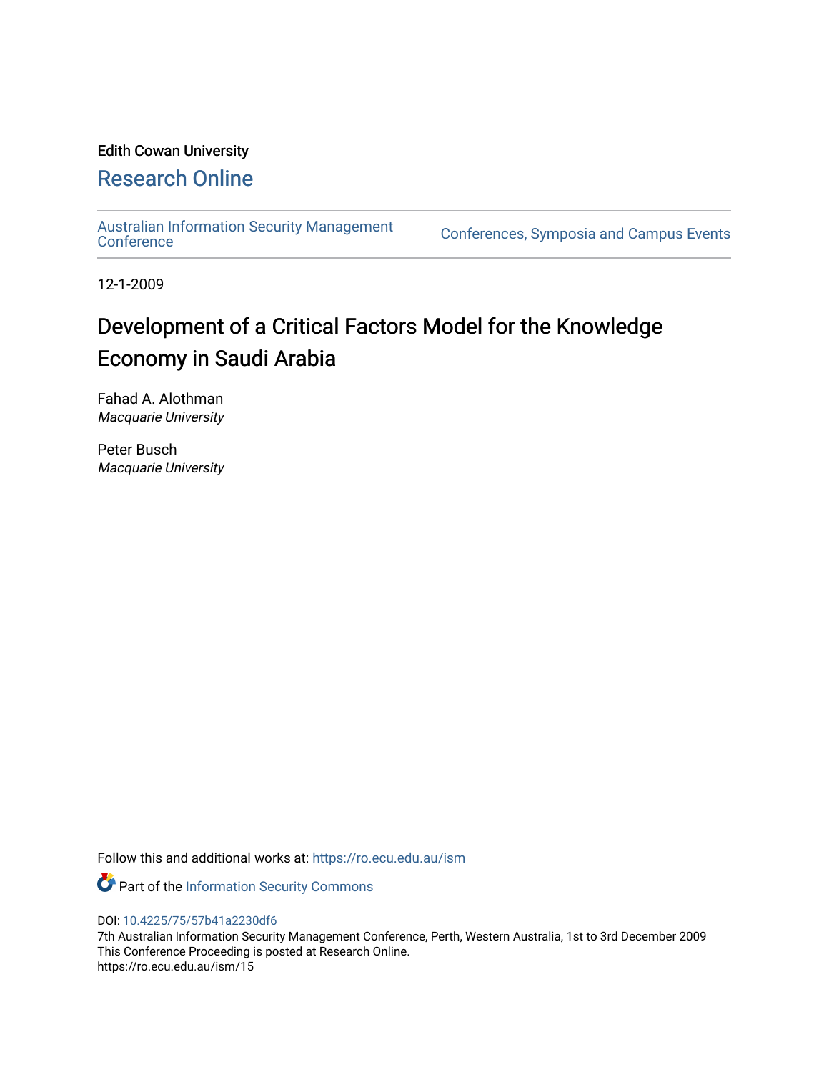Edith Cowan University

# Research Online

Australian Information Security Management Conference | Conferences, Symposia and Campus Events

12-1-2009

# Development of a Critical Factors Model for the Knowledge Economy in Saudi Arabia

Fahad A. Alothman
*Macquarie University*

Peter Busch
*Macquarie University*

Follow this and additional works at: https://ro.ecu.edu.au/ism

Part of the Information Security Commons

DOI: 10.4225/75/57b41a2230df6

7th Australian Information Security Management Conference, Perth, Western Australia, 1st to 3rd December 2009

This Conference Proceeding is posted at Research Online.

https://ro.ecu.edu.au/ism/15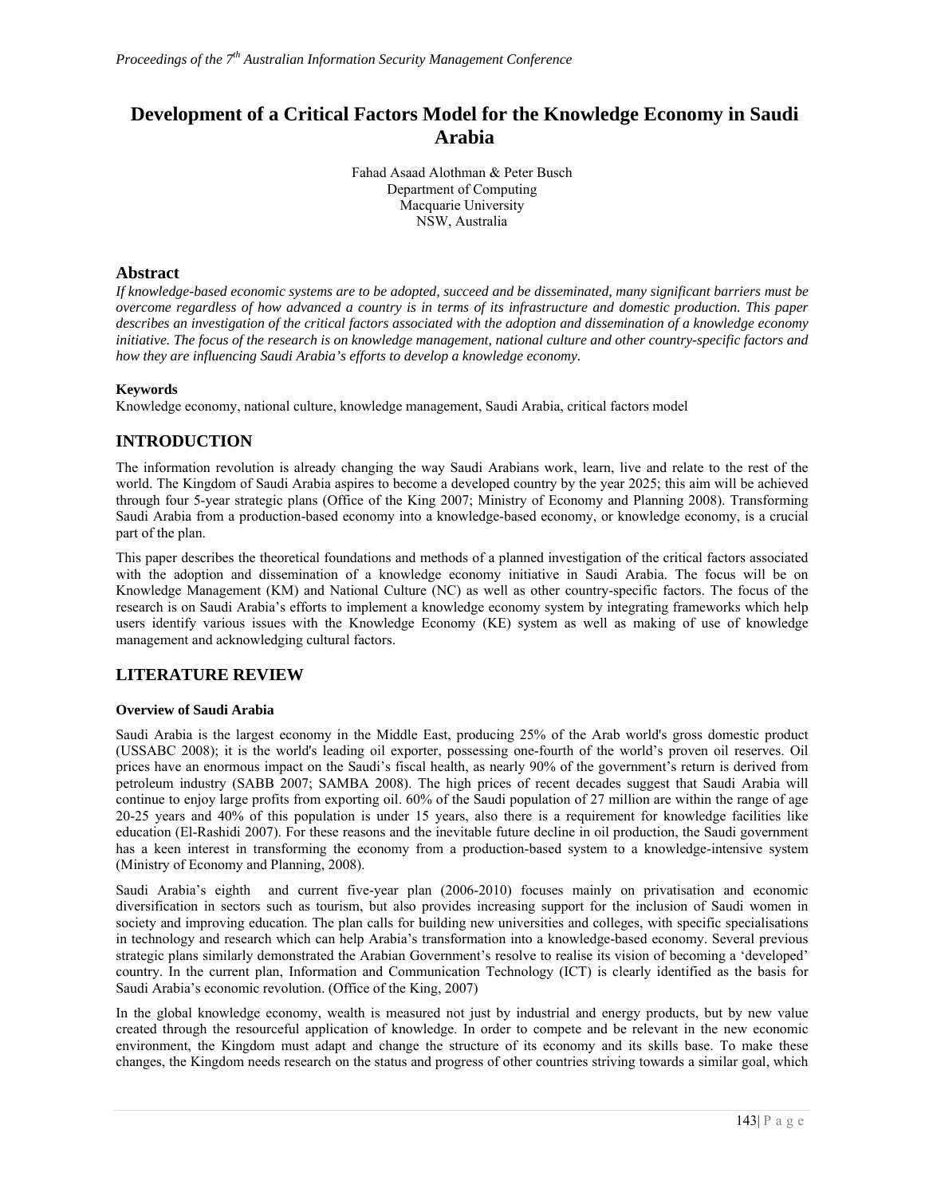# Development of a Critical Factors Model for the Knowledge Economy in Saudi Arabia

Fahad Asaad Alothman & Peter Busch
Department of Computing
Macquarie University
NSW, Australia

## Abstract

*If knowledge-based economic systems are to be adopted, succeed and be disseminated, many significant barriers must be overcome regardless of how advanced a country is in terms of its infrastructure and domestic production. This paper describes an investigation of the critical factors associated with the adoption and dissemination of a knowledge economy initiative. The focus of the research is on knowledge management, national culture and other country-specific factors and how they are influencing Saudi Arabia's efforts to develop a knowledge economy.*

**Keywords**

Knowledge economy, national culture, knowledge management, Saudi Arabia, critical factors model

## INTRODUCTION

The information revolution is already changing the way Saudi Arabians work, learn, live and relate to the rest of the world. The Kingdom of Saudi Arabia aspires to become a developed country by the year 2025; this aim will be achieved through four 5-year strategic plans (Office of the King 2007; Ministry of Economy and Planning 2008). Transforming Saudi Arabia from a production-based economy into a knowledge-based economy, or knowledge economy, is a crucial part of the plan.

This paper describes the theoretical foundations and methods of a planned investigation of the critical factors associated with the adoption and dissemination of a knowledge economy initiative in Saudi Arabia. The focus will be on Knowledge Management (KM) and National Culture (NC) as well as other country-specific factors. The focus of the research is on Saudi Arabia's efforts to implement a knowledge economy system by integrating frameworks which help users identify various issues with the Knowledge Economy (KE) system as well as making of use of knowledge management and acknowledging cultural factors.

## LITERATURE REVIEW

### Overview of Saudi Arabia

Saudi Arabia is the largest economy in the Middle East, producing 25% of the Arab world's gross domestic product (USSABC 2008); it is the world's leading oil exporter, possessing one-fourth of the world's proven oil reserves. Oil prices have an enormous impact on the Saudi's fiscal health, as nearly 90% of the government's return is derived from petroleum industry (SABB 2007; SAMBA 2008). The high prices of recent decades suggest that Saudi Arabia will continue to enjoy large profits from exporting oil. 60% of the Saudi population of 27 million are within the range of age 20-25 years and 40% of this population is under 15 years, also there is a requirement for knowledge facilities like education (El-Rashidi 2007). For these reasons and the inevitable future decline in oil production, the Saudi government has a keen interest in transforming the economy from a production-based system to a knowledge-intensive system (Ministry of Economy and Planning, 2008).

Saudi Arabia's eighth and current five-year plan (2006-2010) focuses mainly on privatisation and economic diversification in sectors such as tourism, but also provides increasing support for the inclusion of Saudi women in society and improving education. The plan calls for building new universities and colleges, with specific specialisations in technology and research which can help Arabia's transformation into a knowledge-based economy. Several previous strategic plans similarly demonstrated the Arabian Government's resolve to realise its vision of becoming a 'developed' country. In the current plan, Information and Communication Technology (ICT) is clearly identified as the basis for Saudi Arabia's economic revolution. (Office of the King, 2007)

In the global knowledge economy, wealth is measured not just by industrial and energy products, but by new value created through the resourceful application of knowledge. In order to compete and be relevant in the new economic environment, the Kingdom must adapt and change the structure of its economy and its skills base. To make these changes, the Kingdom needs research on the status and progress of other countries striving towards a similar goal, which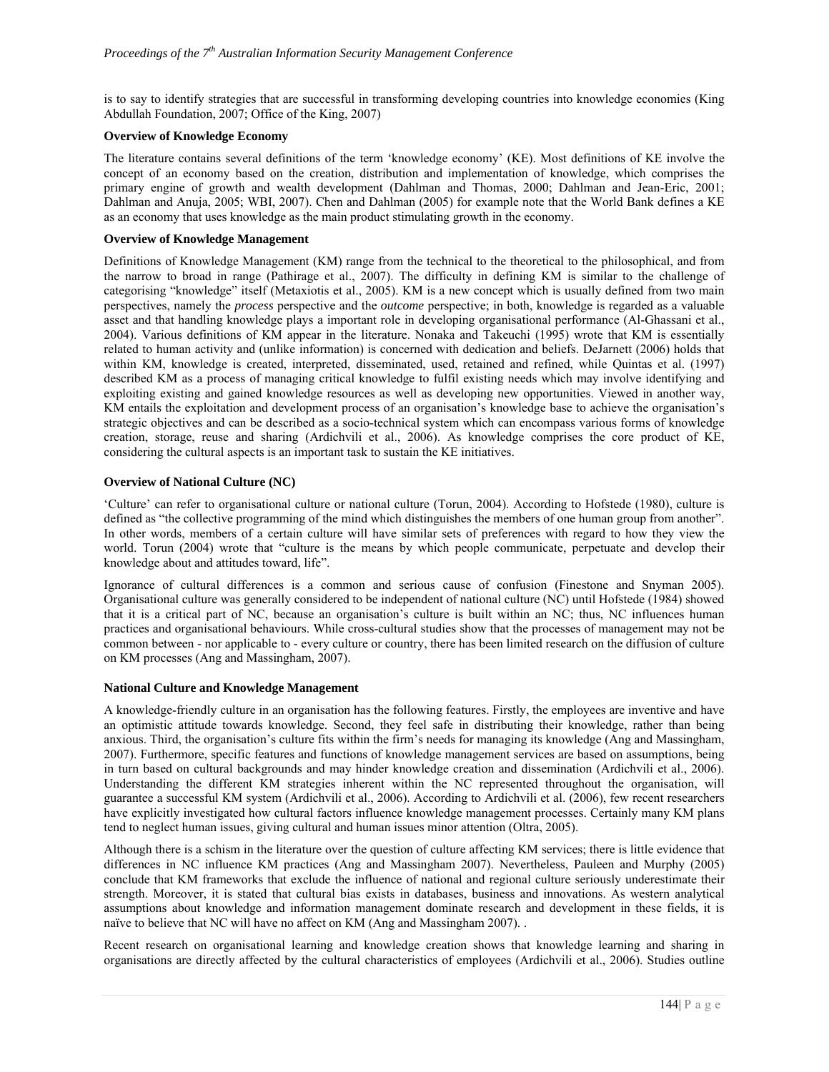is to say to identify strategies that are successful in transforming developing countries into knowledge economies (King Abdullah Foundation, 2007; Office of the King, 2007)

**Overview of Knowledge Economy**

The literature contains several definitions of the term 'knowledge economy' (KE). Most definitions of KE involve the concept of an economy based on the creation, distribution and implementation of knowledge, which comprises the primary engine of growth and wealth development (Dahlman and Thomas, 2000; Dahlman and Jean-Eric, 2001; Dahlman and Anuja, 2005; WBI, 2007). Chen and Dahlman (2005) for example note that the World Bank defines a KE as an economy that uses knowledge as the main product stimulating growth in the economy.

**Overview of Knowledge Management**

Definitions of Knowledge Management (KM) range from the technical to the theoretical to the philosophical, and from the narrow to broad in range (Pathirage et al., 2007). The difficulty in defining KM is similar to the challenge of categorising "knowledge" itself (Metaxiotis et al., 2005). KM is a new concept which is usually defined from two main perspectives, namely the *process* perspective and the *outcome* perspective; in both, knowledge is regarded as a valuable asset and that handling knowledge plays a important role in developing organisational performance (Al-Ghassani et al., 2004). Various definitions of KM appear in the literature. Nonaka and Takeuchi (1995) wrote that KM is essentially related to human activity and (unlike information) is concerned with dedication and beliefs. DeJarnett (2006) holds that within KM, knowledge is created, interpreted, disseminated, used, retained and refined, while Quintas et al. (1997) described KM as a process of managing critical knowledge to fulfil existing needs which may involve identifying and exploiting existing and gained knowledge resources as well as developing new opportunities. Viewed in another way, KM entails the exploitation and development process of an organisation's knowledge base to achieve the organisation's strategic objectives and can be described as a socio-technical system which can encompass various forms of knowledge creation, storage, reuse and sharing (Ardichvili et al., 2006). As knowledge comprises the core product of KE, considering the cultural aspects is an important task to sustain the KE initiatives.

**Overview of National Culture (NC)**

'Culture' can refer to organisational culture or national culture (Torun, 2004). According to Hofstede (1980), culture is defined as "the collective programming of the mind which distinguishes the members of one human group from another". In other words, members of a certain culture will have similar sets of preferences with regard to how they view the world. Torun (2004) wrote that "culture is the means by which people communicate, perpetuate and develop their knowledge about and attitudes toward, life".

Ignorance of cultural differences is a common and serious cause of confusion (Finestone and Snyman 2005). Organisational culture was generally considered to be independent of national culture (NC) until Hofstede (1984) showed that it is a critical part of NC, because an organisation's culture is built within an NC; thus, NC influences human practices and organisational behaviours. While cross-cultural studies show that the processes of management may not be common between - nor applicable to - every culture or country, there has been limited research on the diffusion of culture on KM processes (Ang and Massingham, 2007).

**National Culture and Knowledge Management**

A knowledge-friendly culture in an organisation has the following features. Firstly, the employees are inventive and have an optimistic attitude towards knowledge. Second, they feel safe in distributing their knowledge, rather than being anxious. Third, the organisation's culture fits within the firm's needs for managing its knowledge (Ang and Massingham, 2007). Furthermore, specific features and functions of knowledge management services are based on assumptions, being in turn based on cultural backgrounds and may hinder knowledge creation and dissemination (Ardichvili et al., 2006). Understanding the different KM strategies inherent within the NC represented throughout the organisation, will guarantee a successful KM system (Ardichvili et al., 2006). According to Ardichvili et al. (2006), few recent researchers have explicitly investigated how cultural factors influence knowledge management processes. Certainly many KM plans tend to neglect human issues, giving cultural and human issues minor attention (Oltra, 2005).

Although there is a schism in the literature over the question of culture affecting KM services; there is little evidence that differences in NC influence KM practices (Ang and Massingham 2007). Nevertheless, Pauleen and Murphy (2005) conclude that KM frameworks that exclude the influence of national and regional culture seriously underestimate their strength. Moreover, it is stated that cultural bias exists in databases, business and innovations. As western analytical assumptions about knowledge and information management dominate research and development in these fields, it is naïve to believe that NC will have no affect on KM (Ang and Massingham 2007). .

Recent research on organisational learning and knowledge creation shows that knowledge learning and sharing in organisations are directly affected by the cultural characteristics of employees (Ardichvili et al., 2006). Studies outline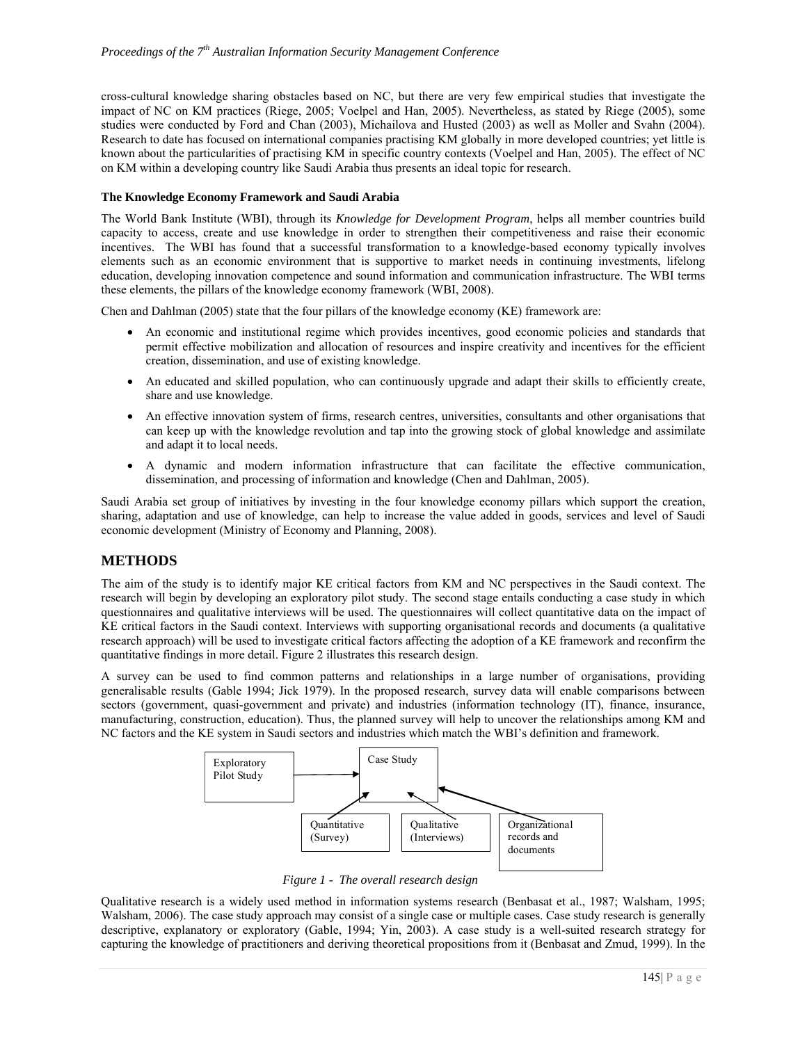cross-cultural knowledge sharing obstacles based on NC, but there are very few empirical studies that investigate the impact of NC on KM practices (Riege, 2005; Voelpel and Han, 2005). Nevertheless, as stated by Riege (2005), some studies were conducted by Ford and Chan (2003), Michailova and Husted (2003) as well as Moller and Svahn (2004). Research to date has focused on international companies practising KM globally in more developed countries; yet little is known about the particularities of practising KM in specific country contexts (Voelpel and Han, 2005). The effect of NC on KM within a developing country like Saudi Arabia thus presents an ideal topic for research.

### The Knowledge Economy Framework and Saudi Arabia

The World Bank Institute (WBI), through its *Knowledge for Development Program*, helps all member countries build capacity to access, create and use knowledge in order to strengthen their competitiveness and raise their economic incentives. The WBI has found that a successful transformation to a knowledge-based economy typically involves elements such as an economic environment that is supportive to market needs in continuing investments, lifelong education, developing innovation competence and sound information and communication infrastructure. The WBI terms these elements, the pillars of the knowledge economy framework (WBI, 2008).

Chen and Dahlman (2005) state that the four pillars of the knowledge economy (KE) framework are:

- An economic and institutional regime which provides incentives, good economic policies and standards that permit effective mobilization and allocation of resources and inspire creativity and incentives for the efficient creation, dissemination, and use of existing knowledge.
- An educated and skilled population, who can continuously upgrade and adapt their skills to efficiently create, share and use knowledge.
- An effective innovation system of firms, research centres, universities, consultants and other organisations that can keep up with the knowledge revolution and tap into the growing stock of global knowledge and assimilate and adapt it to local needs.
- A dynamic and modern information infrastructure that can facilitate the effective communication, dissemination, and processing of information and knowledge (Chen and Dahlman, 2005).

Saudi Arabia set group of initiatives by investing in the four knowledge economy pillars which support the creation, sharing, adaptation and use of knowledge, can help to increase the value added in goods, services and level of Saudi economic development (Ministry of Economy and Planning, 2008).

## METHODS

The aim of the study is to identify major KE critical factors from KM and NC perspectives in the Saudi context. The research will begin by developing an exploratory pilot study. The second stage entails conducting a case study in which questionnaires and qualitative interviews will be used. The questionnaires will collect quantitative data on the impact of KE critical factors in the Saudi context. Interviews with supporting organisational records and documents (a qualitative research approach) will be used to investigate critical factors affecting the adoption of a KE framework and reconfirm the quantitative findings in more detail. Figure 2 illustrates this research design.

A survey can be used to find common patterns and relationships in a large number of organisations, providing generalisable results (Gable 1994; Jick 1979). In the proposed research, survey data will enable comparisons between sectors (government, quasi-government and private) and industries (information technology (IT), finance, insurance, manufacturing, construction, education). Thus, the planned survey will help to uncover the relationships among KM and NC factors and the KE system in Saudi sectors and industries which match the WBI's definition and framework.

Exploratory Pilot Study → Case Study ← Quantitative (Survey); Qualitative (Interviews); Organizational records and documents

*Figure 1 - The overall research design*

Qualitative research is a widely used method in information systems research (Benbasat et al., 1987; Walsham, 1995; Walsham, 2006). The case study approach may consist of a single case or multiple cases. Case study research is generally descriptive, explanatory or exploratory (Gable, 1994; Yin, 2003). A case study is a well-suited research strategy for capturing the knowledge of practitioners and deriving theoretical propositions from it (Benbasat and Zmud, 1999). In the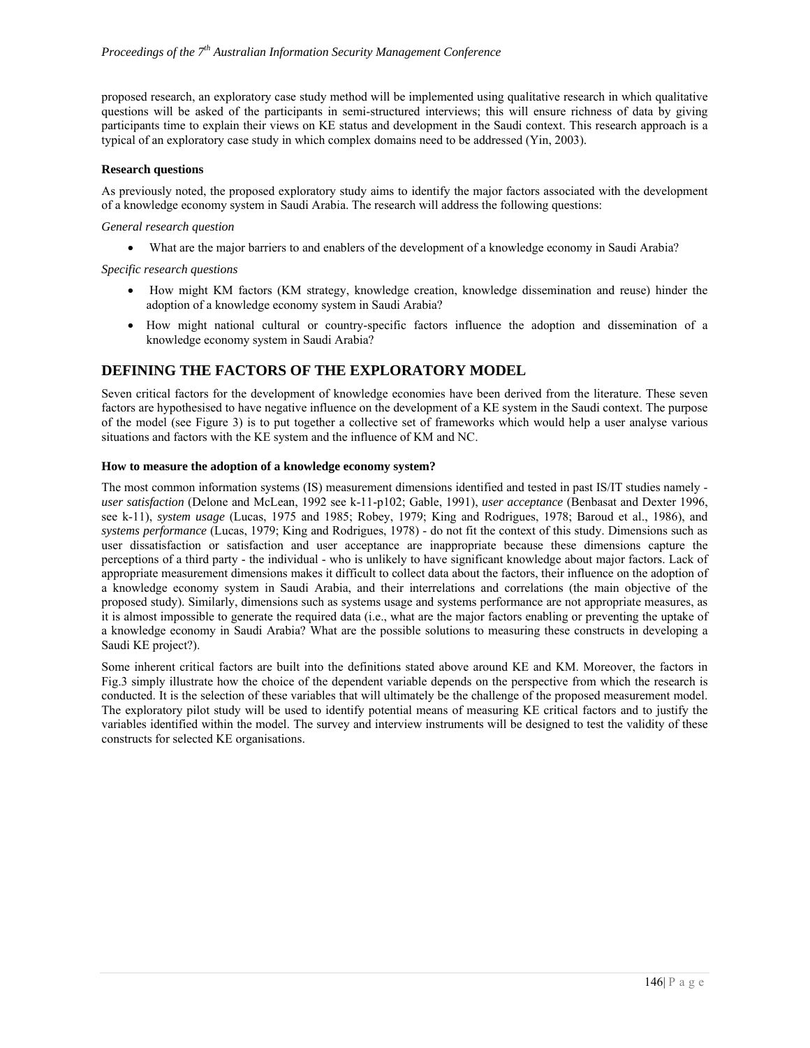proposed research, an exploratory case study method will be implemented using qualitative research in which qualitative questions will be asked of the participants in semi-structured interviews; this will ensure richness of data by giving participants time to explain their views on KE status and development in the Saudi context. This research approach is a typical of an exploratory case study in which complex domains need to be addressed (Yin, 2003).

### Research questions

As previously noted, the proposed exploratory study aims to identify the major factors associated with the development of a knowledge economy system in Saudi Arabia. The research will address the following questions:

*General research question*

- What are the major barriers to and enablers of the development of a knowledge economy in Saudi Arabia?

*Specific research questions*

- How might KM factors (KM strategy, knowledge creation, knowledge dissemination and reuse) hinder the adoption of a knowledge economy system in Saudi Arabia?
- How might national cultural or country-specific factors influence the adoption and dissemination of a knowledge economy system in Saudi Arabia?

## DEFINING THE FACTORS OF THE EXPLORATORY MODEL

Seven critical factors for the development of knowledge economies have been derived from the literature. These seven factors are hypothesised to have negative influence on the development of a KE system in the Saudi context. The purpose of the model (see Figure 3) is to put together a collective set of frameworks which would help a user analyse various situations and factors with the KE system and the influence of KM and NC.

### How to measure the adoption of a knowledge economy system?

The most common information systems (IS) measurement dimensions identified and tested in past IS/IT studies namely - *user satisfaction* (Delone and McLean, 1992 see k-11-p102; Gable, 1991), *user acceptance* (Benbasat and Dexter 1996, see k-11), *system usage* (Lucas, 1975 and 1985; Robey, 1979; King and Rodrigues, 1978; Baroud et al., 1986), and *systems performance* (Lucas, 1979; King and Rodrigues, 1978) - do not fit the context of this study. Dimensions such as user dissatisfaction or satisfaction and user acceptance are inappropriate because these dimensions capture the perceptions of a third party - the individual - who is unlikely to have significant knowledge about major factors. Lack of appropriate measurement dimensions makes it difficult to collect data about the factors, their influence on the adoption of a knowledge economy system in Saudi Arabia, and their interrelations and correlations (the main objective of the proposed study). Similarly, dimensions such as systems usage and systems performance are not appropriate measures, as it is almost impossible to generate the required data (i.e., what are the major factors enabling or preventing the uptake of a knowledge economy in Saudi Arabia? What are the possible solutions to measuring these constructs in developing a Saudi KE project?).

Some inherent critical factors are built into the definitions stated above around KE and KM. Moreover, the factors in Fig.3 simply illustrate how the choice of the dependent variable depends on the perspective from which the research is conducted. It is the selection of these variables that will ultimately be the challenge of the proposed measurement model. The exploratory pilot study will be used to identify potential means of measuring KE critical factors and to justify the variables identified within the model. The survey and interview instruments will be designed to test the validity of these constructs for selected KE organisations.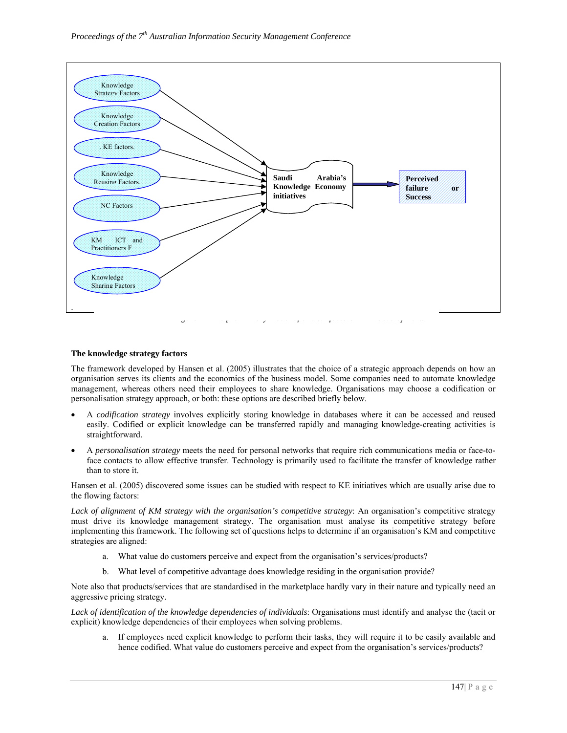## The knowledge strategy factors

The framework developed by Hansen et al. (2005) illustrates that the choice of a strategic approach depends on how an organisation serves its clients and the economics of the business model. Some companies need to automate knowledge management, whereas others need their employees to share knowledge. Organisations may choose a codification or personalisation strategy approach, or both: these options are described briefly below.

- A *codification strategy* involves explicitly storing knowledge in databases where it can be accessed and reused easily. Codified or explicit knowledge can be transferred rapidly and managing knowledge-creating activities is straightforward.
- A *personalisation strategy* meets the need for personal networks that require rich communications media or face-to-face contacts to allow effective transfer. Technology is primarily used to facilitate the transfer of knowledge rather than to store it.

Hansen et al. (2005) discovered some issues can be studied with respect to KE initiatives which are usually arise due to the flowing factors:

*Lack of alignment of KM strategy with the organisation's competitive strategy*: An organisation's competitive strategy must drive its knowledge management strategy. The organisation must analyse its competitive strategy before implementing this framework. The following set of questions helps to determine if an organisation's KM and competitive strategies are aligned:

a. What value do customers perceive and expect from the organisation's services/products?

b. What level of competitive advantage does knowledge residing in the organisation provide?

Note also that products/services that are standardised in the marketplace hardly vary in their nature and typically need an aggressive pricing strategy.

*Lack of identification of the knowledge dependencies of individuals*: Organisations must identify and analyse the (tacit or explicit) knowledge dependencies of their employees when solving problems.

a. If employees need explicit knowledge to perform their tasks, they will require it to be easily available and hence codified. What value do customers perceive and expect from the organisation's services/products?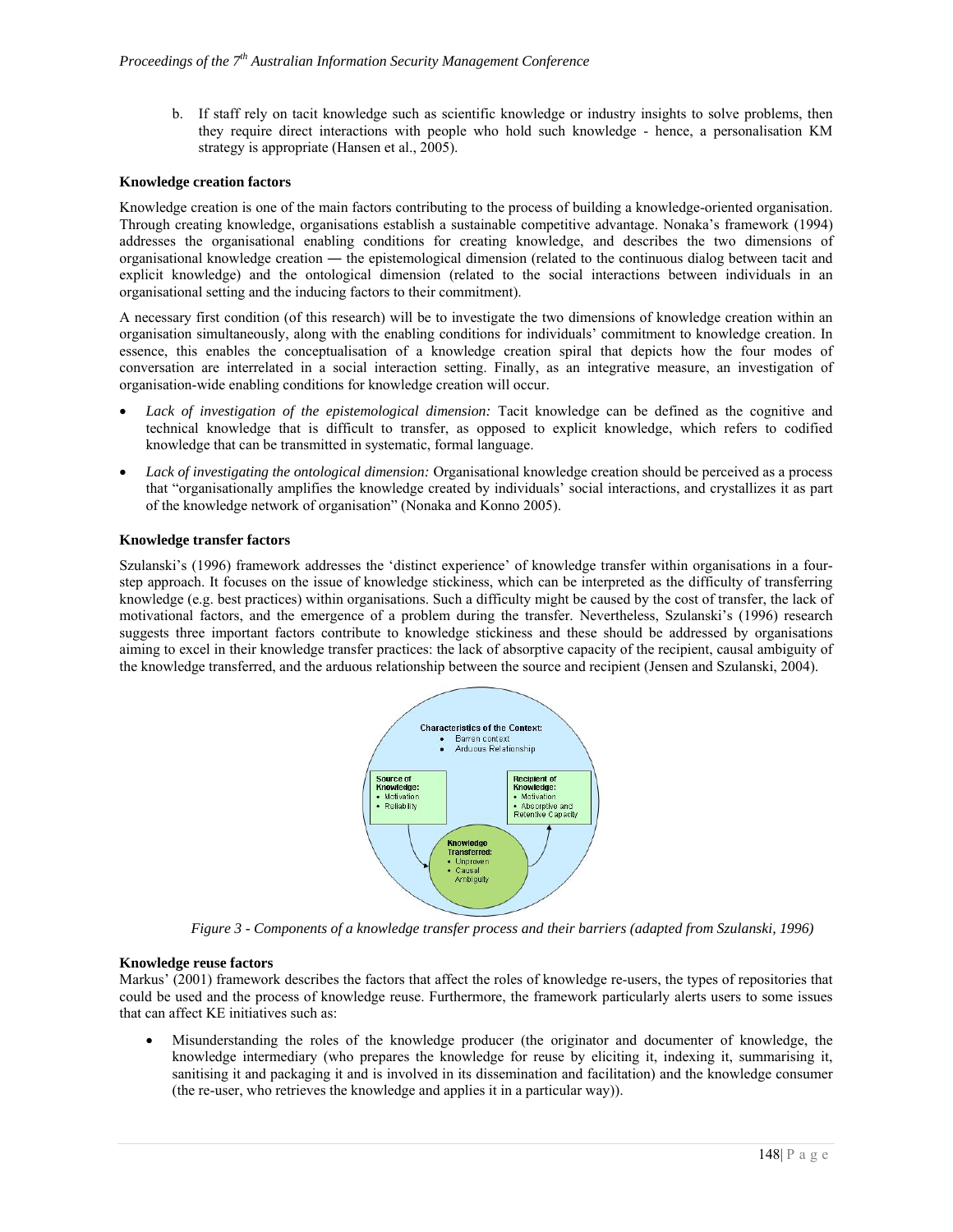b. If staff rely on tacit knowledge such as scientific knowledge or industry insights to solve problems, then they require direct interactions with people who hold such knowledge - hence, a personalisation KM strategy is appropriate (Hansen et al., 2005).

**Knowledge creation factors**

Knowledge creation is one of the main factors contributing to the process of building a knowledge-oriented organisation. Through creating knowledge, organisations establish a sustainable competitive advantage. Nonaka's framework (1994) addresses the organisational enabling conditions for creating knowledge, and describes the two dimensions of organisational knowledge creation ― the epistemological dimension (related to the continuous dialog between tacit and explicit knowledge) and the ontological dimension (related to the social interactions between individuals in an organisational setting and the inducing factors to their commitment).

A necessary first condition (of this research) will be to investigate the two dimensions of knowledge creation within an organisation simultaneously, along with the enabling conditions for individuals' commitment to knowledge creation. In essence, this enables the conceptualisation of a knowledge creation spiral that depicts how the four modes of conversation are interrelated in a social interaction setting. Finally, as an integrative measure, an investigation of organisation-wide enabling conditions for knowledge creation will occur.

- *Lack of investigation of the epistemological dimension:* Tacit knowledge can be defined as the cognitive and technical knowledge that is difficult to transfer, as opposed to explicit knowledge, which refers to codified knowledge that can be transmitted in systematic, formal language.
- *Lack of investigating the ontological dimension:* Organisational knowledge creation should be perceived as a process that "organisationally amplifies the knowledge created by individuals' social interactions, and crystallizes it as part of the knowledge network of organisation" (Nonaka and Konno 2005).

**Knowledge transfer factors**

Szulanski's (1996) framework addresses the 'distinct experience' of knowledge transfer within organisations in a four-step approach. It focuses on the issue of knowledge stickiness, which can be interpreted as the difficulty of transferring knowledge (e.g. best practices) within organisations. Such a difficulty might be caused by the cost of transfer, the lack of motivational factors, and the emergence of a problem during the transfer. Nevertheless, Szulanski's (1996) research suggests three important factors contribute to knowledge stickiness and these should be addressed by organisations aiming to excel in their knowledge transfer practices: the lack of absorptive capacity of the recipient, causal ambiguity of the knowledge transferred, and the arduous relationship between the source and recipient (Jensen and Szulanski, 2004).

Characteristics of the Context:
- Barren context
- Arduous Relationship

Source of Knowledge:
- Motivation
- Reliability

Recipient of Knowledge:
- Motivation
- Absorptive and Retentive Capacity

Knowledge Transferred:
- Unproven
- Causal Ambiguity

*Figure 3 - Components of a knowledge transfer process and their barriers (adapted from Szulanski, 1996)*

**Knowledge reuse factors**

Markus' (2001) framework describes the factors that affect the roles of knowledge re-users, the types of repositories that could be used and the process of knowledge reuse. Furthermore, the framework particularly alerts users to some issues that can affect KE initiatives such as:

- Misunderstanding the roles of the knowledge producer (the originator and documenter of knowledge, the knowledge intermediary (who prepares the knowledge for reuse by eliciting it, indexing it, summarising it, sanitising it and packaging it and is involved in its dissemination and facilitation) and the knowledge consumer (the re-user, who retrieves the knowledge and applies it in a particular way)).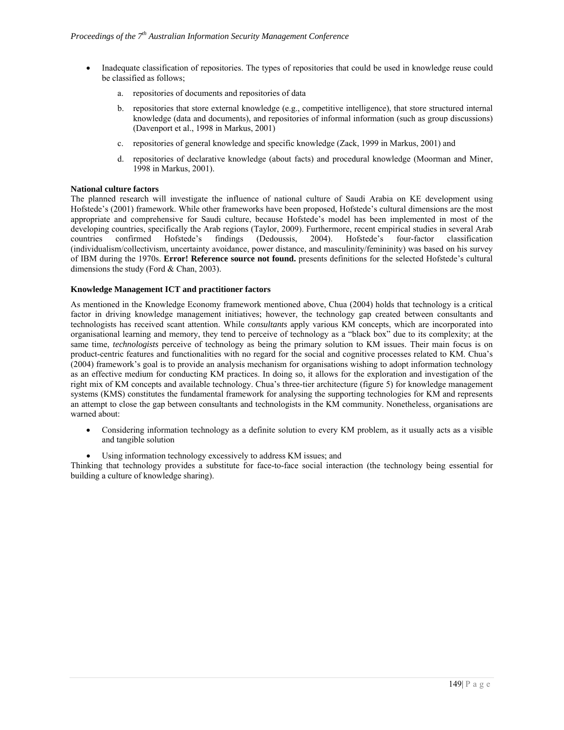- Inadequate classification of repositories. The types of repositories that could be used in knowledge reuse could be classified as follows;

  a. repositories of documents and repositories of data

  b. repositories that store external knowledge (e.g., competitive intelligence), that store structured internal knowledge (data and documents), and repositories of informal information (such as group discussions) (Davenport et al., 1998 in Markus, 2001)

  c. repositories of general knowledge and specific knowledge (Zack, 1999 in Markus, 2001) and

  d. repositories of declarative knowledge (about facts) and procedural knowledge (Moorman and Miner, 1998 in Markus, 2001).

**National culture factors**

The planned research will investigate the influence of national culture of Saudi Arabia on KE development using Hofstede's (2001) framework. While other frameworks have been proposed, Hofstede's cultural dimensions are the most appropriate and comprehensive for Saudi culture, because Hofstede's model has been implemented in most of the developing countries, specifically the Arab regions (Taylor, 2009). Furthermore, recent empirical studies in several Arab countries confirmed Hofstede's findings (Dedoussis, 2004). Hofstede's four-factor classification (individualism/collectivism, uncertainty avoidance, power distance, and masculinity/femininity) was based on his survey of IBM during the 1970s. **Error! Reference source not found.** presents definitions for the selected Hofstede's cultural dimensions the study (Ford & Chan, 2003).

**Knowledge Management ICT and practitioner factors**

As mentioned in the Knowledge Economy framework mentioned above, Chua (2004) holds that technology is a critical factor in driving knowledge management initiatives; however, the technology gap created between consultants and technologists has received scant attention. While *consultants* apply various KM concepts, which are incorporated into organisational learning and memory, they tend to perceive of technology as a "black box" due to its complexity; at the same time, *technologists* perceive of technology as being the primary solution to KM issues. Their main focus is on product-centric features and functionalities with no regard for the social and cognitive processes related to KM. Chua's (2004) framework's goal is to provide an analysis mechanism for organisations wishing to adopt information technology as an effective medium for conducting KM practices. In doing so, it allows for the exploration and investigation of the right mix of KM concepts and available technology. Chua's three-tier architecture (figure 5) for knowledge management systems (KMS) constitutes the fundamental framework for analysing the supporting technologies for KM and represents an attempt to close the gap between consultants and technologists in the KM community. Nonetheless, organisations are warned about:

- Considering information technology as a definite solution to every KM problem, as it usually acts as a visible and tangible solution
- Using information technology excessively to address KM issues; and

Thinking that technology provides a substitute for face-to-face social interaction (the technology being essential for building a culture of knowledge sharing).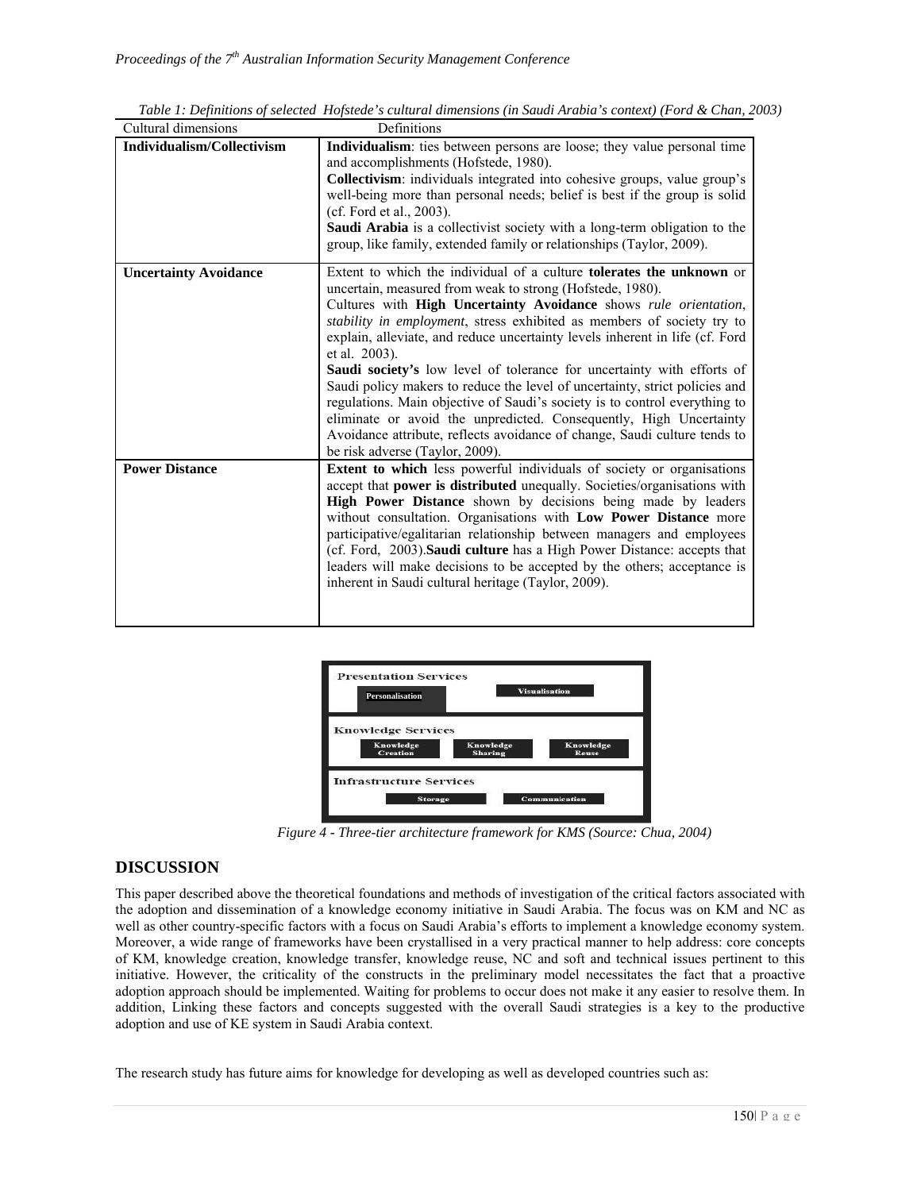*Table 1: Definitions of selected Hofstede's cultural dimensions (in Saudi Arabia's context) (Ford & Chan, 2003)*

| Cultural dimensions | Definitions |
|---|---|
| **Individualism/Collectivism** | **Individualism**: ties between persons are loose; they value personal time and accomplishments (Hofstede, 1980). **Collectivism**: individuals integrated into cohesive groups, value group's well-being more than personal needs; belief is best if the group is solid (cf. Ford et al., 2003). **Saudi Arabia** is a collectivist society with a long-term obligation to the group, like family, extended family or relationships (Taylor, 2009). |
| **Uncertainty Avoidance** | Extent to which the individual of a culture **tolerates the unknown** or uncertain, measured from weak to strong (Hofstede, 1980). Cultures with **High Uncertainty Avoidance** shows *rule orientation*, *stability in employment*, stress exhibited as members of society try to explain, alleviate, and reduce uncertainty levels inherent in life (cf. Ford et al. 2003). **Saudi society's** low level of tolerance for uncertainty with efforts of Saudi policy makers to reduce the level of uncertainty, strict policies and regulations. Main objective of Saudi's society is to control everything to eliminate or avoid the unpredicted. Consequently, High Uncertainty Avoidance attribute, reflects avoidance of change, Saudi culture tends to be risk adverse (Taylor, 2009). |
| **Power Distance** | **Extent to which** less powerful individuals of society or organisations accept that **power is distributed** unequally. Societies/organisations with **High Power Distance** shown by decisions being made by leaders without consultation. Organisations with **Low Power Distance** more participative/egalitarian relationship between managers and employees (cf. Ford, 2003).**Saudi culture** has a High Power Distance: accepts that leaders will make decisions to be accepted by the others; acceptance is inherent in Saudi cultural heritage (Taylor, 2009). |

Presentation Services: Personalisation, Visualisation
Knowledge Services: Knowledge Creation, Knowledge Sharing, Knowledge Reuse
Infrastructure Services: Storage, Communication

*Figure 4 - Three-tier architecture framework for KMS (Source: Chua, 2004)*

## DISCUSSION

This paper described above the theoretical foundations and methods of investigation of the critical factors associated with the adoption and dissemination of a knowledge economy initiative in Saudi Arabia. The focus was on KM and NC as well as other country-specific factors with a focus on Saudi Arabia's efforts to implement a knowledge economy system. Moreover, a wide range of frameworks have been crystallised in a very practical manner to help address: core concepts of KM, knowledge creation, knowledge transfer, knowledge reuse, NC and soft and technical issues pertinent to this initiative. However, the criticality of the constructs in the preliminary model necessitates the fact that a proactive adoption approach should be implemented. Waiting for problems to occur does not make it any easier to resolve them. In addition, Linking these factors and concepts suggested with the overall Saudi strategies is a key to the productive adoption and use of KE system in Saudi Arabia context.

The research study has future aims for knowledge for developing as well as developed countries such as: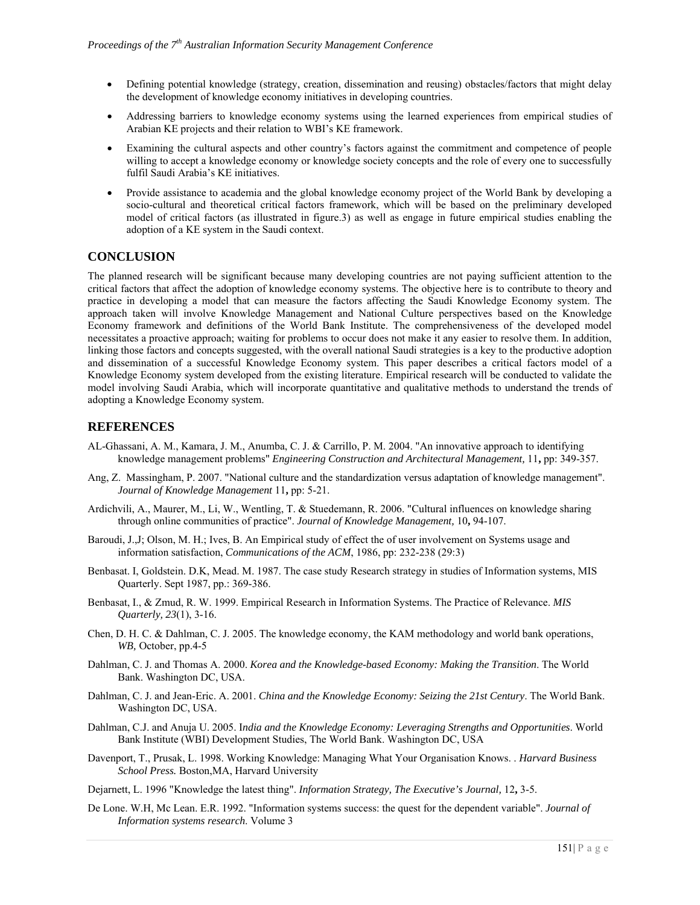- Defining potential knowledge (strategy, creation, dissemination and reusing) obstacles/factors that might delay the development of knowledge economy initiatives in developing countries.
- Addressing barriers to knowledge economy systems using the learned experiences from empirical studies of Arabian KE projects and their relation to WBI's KE framework.
- Examining the cultural aspects and other country's factors against the commitment and competence of people willing to accept a knowledge economy or knowledge society concepts and the role of every one to successfully fulfil Saudi Arabia's KE initiatives.
- Provide assistance to academia and the global knowledge economy project of the World Bank by developing a socio-cultural and theoretical critical factors framework, which will be based on the preliminary developed model of critical factors (as illustrated in figure.3) as well as engage in future empirical studies enabling the adoption of a KE system in the Saudi context.

## CONCLUSION

The planned research will be significant because many developing countries are not paying sufficient attention to the critical factors that affect the adoption of knowledge economy systems. The objective here is to contribute to theory and practice in developing a model that can measure the factors affecting the Saudi Knowledge Economy system. The approach taken will involve Knowledge Management and National Culture perspectives based on the Knowledge Economy framework and definitions of the World Bank Institute. The comprehensiveness of the developed model necessitates a proactive approach; waiting for problems to occur does not make it any easier to resolve them. In addition, linking those factors and concepts suggested, with the overall national Saudi strategies is a key to the productive adoption and dissemination of a successful Knowledge Economy system. This paper describes a critical factors model of a Knowledge Economy system developed from the existing literature. Empirical research will be conducted to validate the model involving Saudi Arabia, which will incorporate quantitative and qualitative methods to understand the trends of adopting a Knowledge Economy system.

## REFERENCES

AL-Ghassani, A. M., Kamara, J. M., Anumba, C. J. & Carrillo, P. M. 2004. "An innovative approach to identifying knowledge management problems" *Engineering Construction and Architectural Management,* 11**,** pp: 349-357.

Ang, Z. Massingham, P. 2007. "National culture and the standardization versus adaptation of knowledge management". *Journal of Knowledge Management* 11**,** pp: 5-21.

Ardichvili, A., Maurer, M., Li, W., Wentling, T. & Stuedemann, R. 2006. "Cultural influences on knowledge sharing through online communities of practice". *Journal of Knowledge Management,* 10**,** 94-107.

Baroudi, J.,J; Olson, M. H.; Ives, B. An Empirical study of effect the of user involvement on Systems usage and information satisfaction, *Communications of the ACM*, 1986, pp: 232-238 (29:3)

Benbasat. I, Goldstein. D.K, Mead. M. 1987. The case study Research strategy in studies of Information systems, MIS Quarterly. Sept 1987, pp.: 369-386.

Benbasat, I., & Zmud, R. W. 1999. Empirical Research in Information Systems. The Practice of Relevance. *MIS Quarterly, 23*(1), 3-16.

Chen, D. H. C. & Dahlman, C. J. 2005. The knowledge economy, the KAM methodology and world bank operations, *WB,* October, pp.4-5

Dahlman, C. J. and Thomas A. 2000. *Korea and the Knowledge-based Economy: Making the Transition*. The World Bank. Washington DC, USA.

Dahlman, C. J. and Jean-Eric. A. 2001. *China and the Knowledge Economy: Seizing the 21st Century*. The World Bank. Washington DC, USA.

Dahlman, C.J. and Anuja U. 2005. I*ndia and the Knowledge Economy: Leveraging Strengths and Opportunities*. World Bank Institute (WBI) Development Studies, The World Bank. Washington DC, USA

Davenport, T., Prusak, L. 1998. Working Knowledge: Managing What Your Organisation Knows. . *Harvard Business School Press.* Boston,MA, Harvard University

Dejarnett, L. 1996 "Knowledge the latest thing". *Information Strategy, The Executive's Journal,* 12**,** 3-5.

De Lone. W.H, Mc Lean. E.R. 1992. "Information systems success: the quest for the dependent variable". *Journal of Information systems research*. Volume 3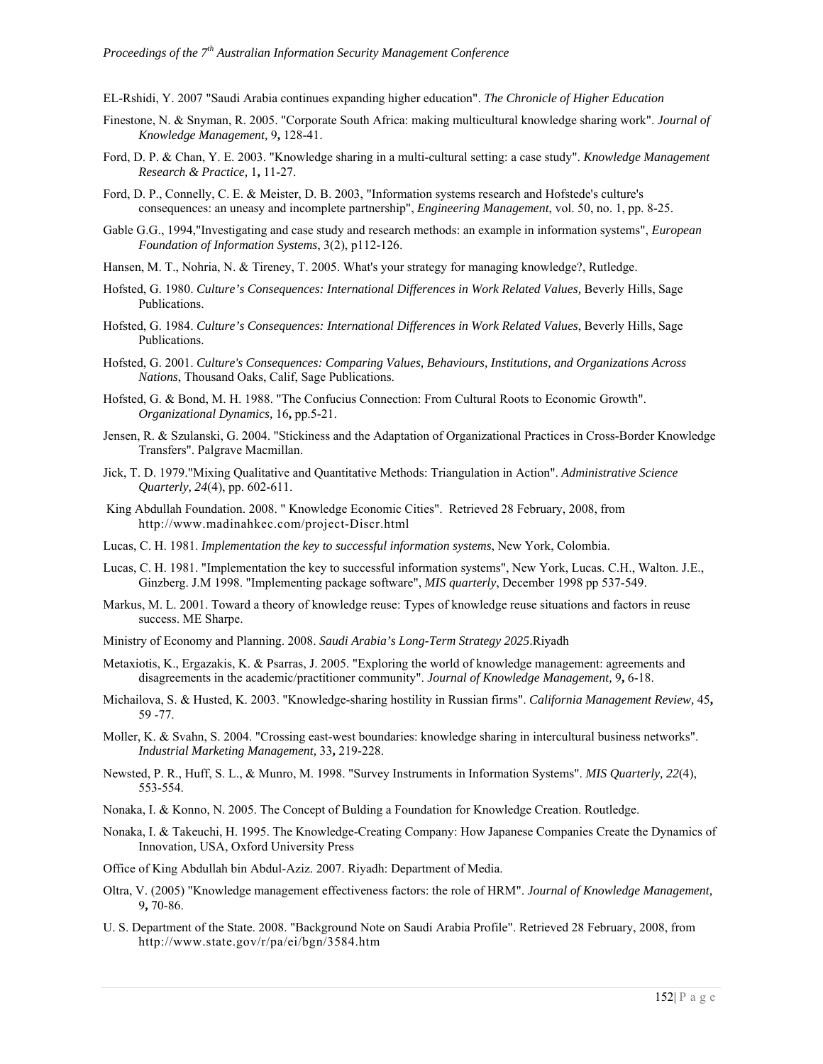EL-Rshidi, Y. 2007 "Saudi Arabia continues expanding higher education". *The Chronicle of Higher Education*

Finestone, N. & Snyman, R. 2005. "Corporate South Africa: making multicultural knowledge sharing work". *Journal of Knowledge Management,* 9**,** 128-41.

Ford, D. P. & Chan, Y. E. 2003. "Knowledge sharing in a multi-cultural setting: a case study". *Knowledge Management Research & Practice,* 1**,** 11-27.

Ford, D. P., Connelly, C. E. & Meister, D. B. 2003, "Information systems research and Hofstede's culture's consequences: an uneasy and incomplete partnership", *Engineering Management*, vol. 50, no. 1, pp. 8-25.

Gable G.G., 1994,"Investigating and case study and research methods: an example in information systems", *European Foundation of Information Systems*, 3(2), p112-126.

Hansen, M. T., Nohria, N. & Tireney, T. 2005. What's your strategy for managing knowledge?, Rutledge.

Hofsted, G. 1980. *Culture's Consequences: International Differences in Work Related Values,* Beverly Hills, Sage Publications.

Hofsted, G. 1984. *Culture's Consequences: International Differences in Work Related Values*, Beverly Hills, Sage Publications.

Hofsted, G. 2001. *Culture's Consequences: Comparing Values, Behaviours, Institutions, and Organizations Across Nations*, Thousand Oaks, Calif, Sage Publications.

Hofsted, G. & Bond, M. H. 1988. "The Confucius Connection: From Cultural Roots to Economic Growth". *Organizational Dynamics,* 16**,** pp.5-21.

Jensen, R. & Szulanski, G. 2004. "Stickiness and the Adaptation of Organizational Practices in Cross-Border Knowledge Transfers". Palgrave Macmillan.

Jick, T. D. 1979."Mixing Qualitative and Quantitative Methods: Triangulation in Action". *Administrative Science Quarterly, 24*(4), pp. 602-611.

King Abdullah Foundation. 2008. " Knowledge Economic Cities". Retrieved 28 February, 2008, from http://www.madinahkec.com/project-Discr.html

Lucas, C. H. 1981. *Implementation the key to successful information systems*, New York, Colombia.

Lucas, C. H. 1981. "Implementation the key to successful information systems", New York, Lucas. C.H., Walton. J.E., Ginzberg. J.M 1998. "Implementing package software", *MIS quarterly*, December 1998 pp 537-549.

Markus, M. L. 2001. Toward a theory of knowledge reuse: Types of knowledge reuse situations and factors in reuse success. ME Sharpe.

Ministry of Economy and Planning. 2008. *Saudi Arabia's Long-Term Strategy 2025*.Riyadh

Metaxiotis, K., Ergazakis, K. & Psarras, J. 2005. "Exploring the world of knowledge management: agreements and disagreements in the academic/practitioner community". *Journal of Knowledge Management,* 9**,** 6-18.

Michailova, S. & Husted, K. 2003. "Knowledge-sharing hostility in Russian firms". *California Management Review,* 45**,** 59 -77.

Moller, K. & Svahn, S. 2004. "Crossing east-west boundaries: knowledge sharing in intercultural business networks". *Industrial Marketing Management,* 33**,** 219-228.

Newsted, P. R., Huff, S. L., & Munro, M. 1998. "Survey Instruments in Information Systems". *MIS Quarterly, 22*(4), 553-554.

Nonaka, I. & Konno, N. 2005. The Concept of Bulding a Foundation for Knowledge Creation. Routledge.

Nonaka, I. & Takeuchi, H. 1995. The Knowledge-Creating Company: How Japanese Companies Create the Dynamics of Innovation*,* USA, Oxford University Press

Office of King Abdullah bin Abdul-Aziz. 2007. Riyadh: Department of Media.

Oltra, V. (2005) "Knowledge management effectiveness factors: the role of HRM". *Journal of Knowledge Management,* 9**,** 70-86.

U. S. Department of the State. 2008. "Background Note on Saudi Arabia Profile". Retrieved 28 February, 2008, from http://www.state.gov/r/pa/ei/bgn/3584.htm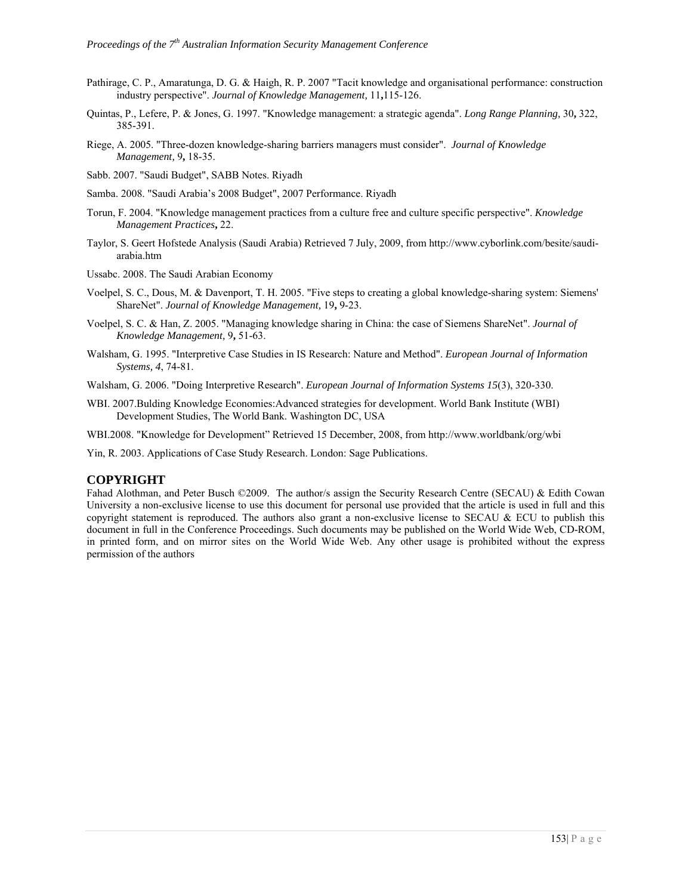Pathirage, C. P., Amaratunga, D. G. & Haigh, R. P. 2007 "Tacit knowledge and organisational performance: construction industry perspective". *Journal of Knowledge Management,* 11**,**115-126.

Quintas, P., Lefere, P. & Jones, G. 1997. "Knowledge management: a strategic agenda". *Long Range Planning,* 30**,** 322, 385-391.

Riege, A. 2005. "Three-dozen knowledge-sharing barriers managers must consider". *Journal of Knowledge Management,* 9**,** 18-35.

Sabb. 2007. "Saudi Budget", SABB Notes. Riyadh

Samba. 2008. "Saudi Arabia's 2008 Budget", 2007 Performance. Riyadh

Torun, F. 2004. "Knowledge management practices from a culture free and culture specific perspective". *Knowledge Management Practices***,** 22.

Taylor, S. Geert Hofstede Analysis (Saudi Arabia) Retrieved 7 July, 2009, from http://www.cyborlink.com/besite/saudi-arabia.htm

Ussabc. 2008. The Saudi Arabian Economy

Voelpel, S. C., Dous, M. & Davenport, T. H. 2005. "Five steps to creating a global knowledge-sharing system: Siemens' ShareNet". *Journal of Knowledge Management,* 19**,** 9-23.

Voelpel, S. C. & Han, Z. 2005. "Managing knowledge sharing in China: the case of Siemens ShareNet". *Journal of Knowledge Management,* 9**,** 51-63.

Walsham, G. 1995. "Interpretive Case Studies in IS Research: Nature and Method". *European Journal of Information Systems, 4*, 74-81.

Walsham, G. 2006. "Doing Interpretive Research". *European Journal of Information Systems 15*(3), 320-330.

WBI. 2007.Bulding Knowledge Economies:Advanced strategies for development. World Bank Institute (WBI) Development Studies, The World Bank. Washington DC, USA

WBI.2008. "Knowledge for Development" Retrieved 15 December, 2008, from http://www.worldbank/org/wbi

Yin, R. 2003. Applications of Case Study Research. London: Sage Publications.

## COPYRIGHT

Fahad Alothman, and Peter Busch ©2009. The author/s assign the Security Research Centre (SECAU) & Edith Cowan University a non-exclusive license to use this document for personal use provided that the article is used in full and this copyright statement is reproduced. The authors also grant a non-exclusive license to SECAU & ECU to publish this document in full in the Conference Proceedings. Such documents may be published on the World Wide Web, CD-ROM, in printed form, and on mirror sites on the World Wide Web. Any other usage is prohibited without the express permission of the authors